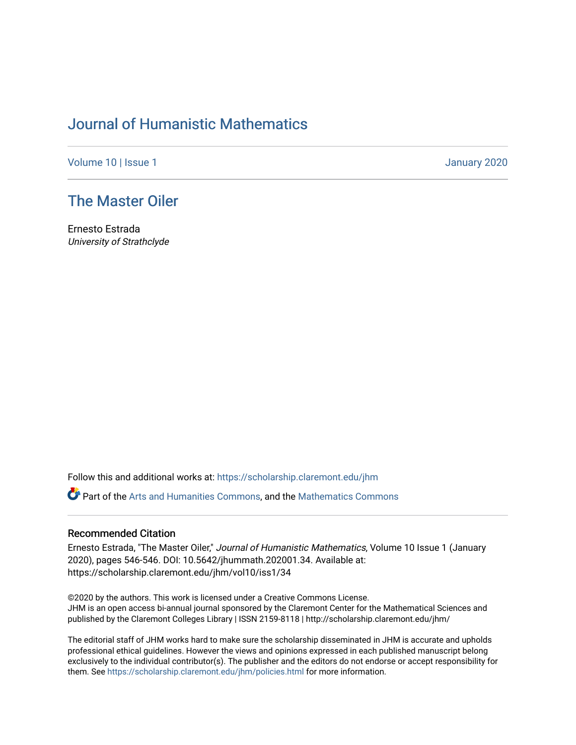# Journal of Humanistic Mathematics

Volume 10 | Issue 1 — January 2020

## The Master Oiler

Ernesto Estrada
*University of Strathclyde*

Follow this and additional works at: https://scholarship.claremont.edu/jhm

Part of the Arts and Humanities Commons, and the Mathematics Commons

### Recommended Citation

Ernesto Estrada, "The Master Oiler," *Journal of Humanistic Mathematics*, Volume 10 Issue 1 (January 2020), pages 546-546. DOI: 10.5642/jhummath.202001.34. Available at: https://scholarship.claremont.edu/jhm/vol10/iss1/34

©2020 by the authors. This work is licensed under a Creative Commons License.
JHM is an open access bi-annual journal sponsored by the Claremont Center for the Mathematical Sciences and published by the Claremont Colleges Library | ISSN 2159-8118 | http://scholarship.claremont.edu/jhm/

The editorial staff of JHM works hard to make sure the scholarship disseminated in JHM is accurate and upholds professional ethical guidelines. However the views and opinions expressed in each published manuscript belong exclusively to the individual contributor(s). The publisher and the editors do not endorse or accept responsibility for them. See https://scholarship.claremont.edu/jhm/policies.html for more information.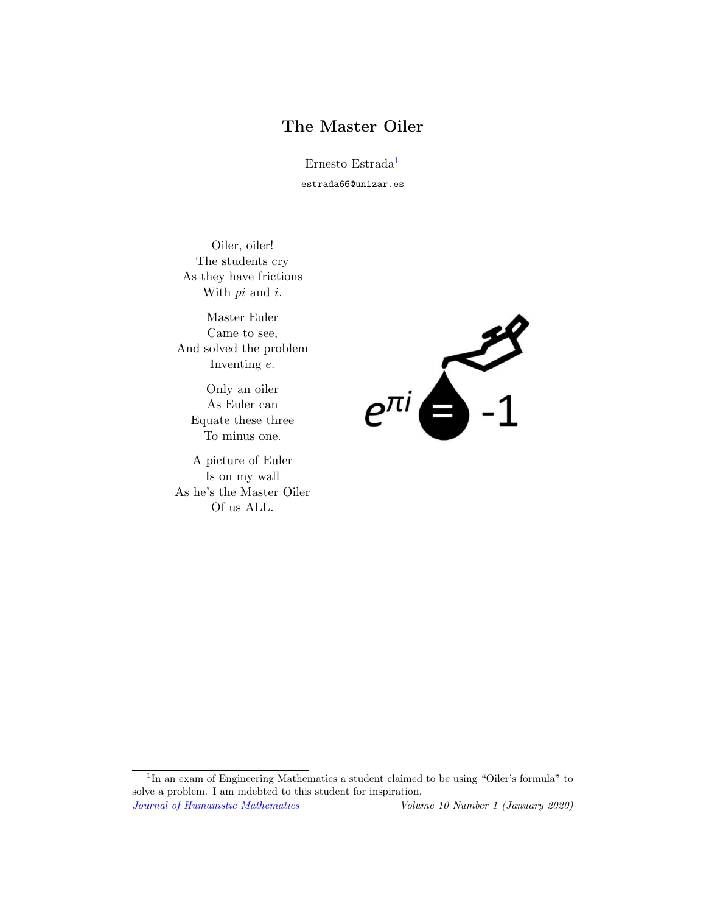# The Master Oiler

Ernesto Estrada[1]

estrada66@unizar.es

---

Oiler, oiler!
The students cry
As they have frictions
With *pi* and $i$.

Master Euler
Came to see,
And solved the problem
Inventing $e$.

Only an oiler
As Euler can
Equate these three
To minus one.

A picture of Euler
Is on my wall
As he's the Master Oiler
Of us ALL.

$e^{\pi i}$ = -1

---

[1] In an exam of Engineering Mathematics a student claimed to be using "Oiler's formula" to solve a problem. I am indebted to this student for inspiration.